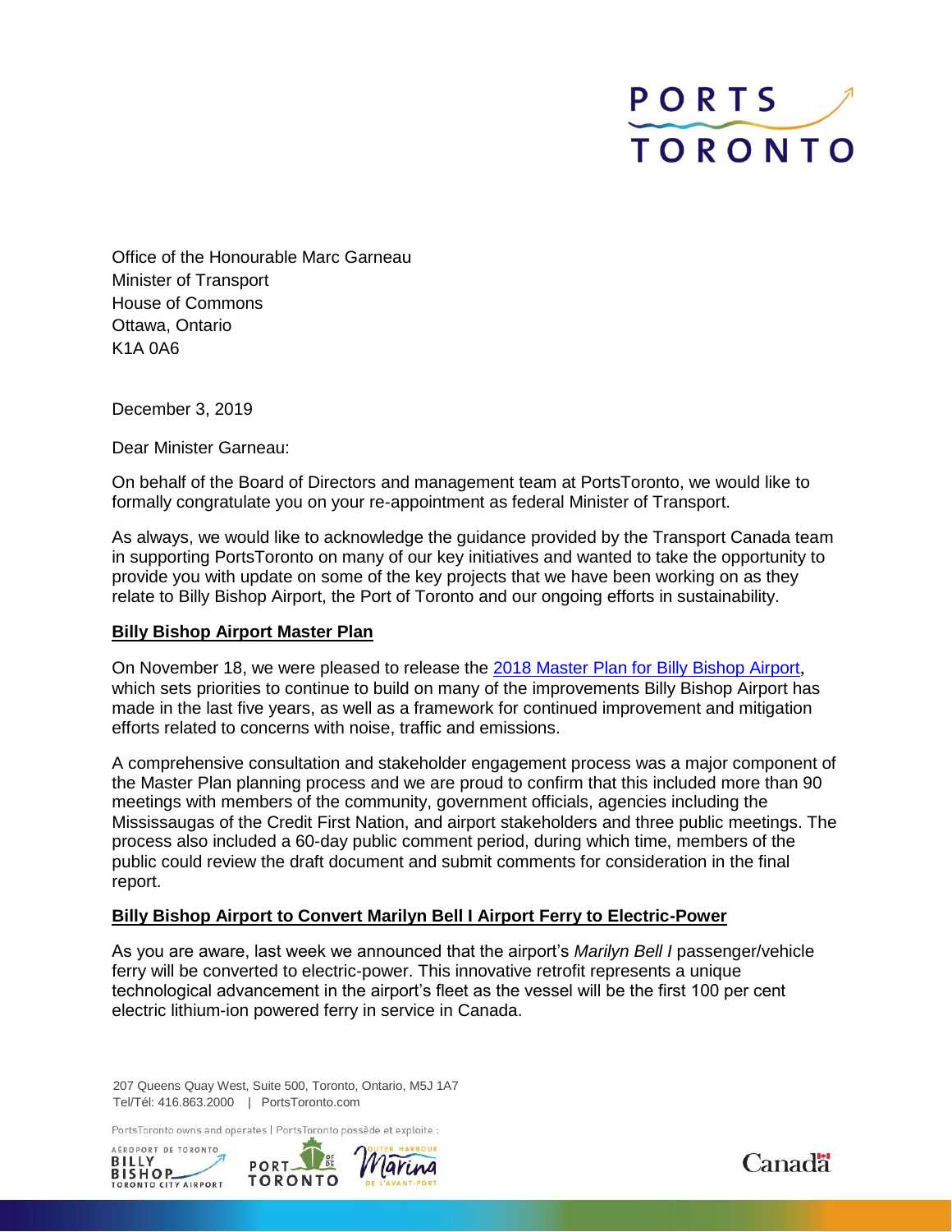PORTS TORONTO

Office of the Honourable Marc Garneau
Minister of Transport
House of Commons
Ottawa, Ontario
K1A 0A6

December 3, 2019

Dear Minister Garneau:

On behalf of the Board of Directors and management team at PortsToronto, we would like to formally congratulate you on your re-appointment as federal Minister of Transport.

As always, we would like to acknowledge the guidance provided by the Transport Canada team in supporting PortsToronto on many of our key initiatives and wanted to take the opportunity to provide you with update on some of the key projects that we have been working on as they relate to Billy Bishop Airport, the Port of Toronto and our ongoing efforts in sustainability.

**Billy Bishop Airport Master Plan**

On November 18, we were pleased to release the [2018 Master Plan for Billy Bishop Airport](), which sets priorities to continue to build on many of the improvements Billy Bishop Airport has made in the last five years, as well as a framework for continued improvement and mitigation efforts related to concerns with noise, traffic and emissions.

A comprehensive consultation and stakeholder engagement process was a major component of the Master Plan planning process and we are proud to confirm that this included more than 90 meetings with members of the community, government officials, agencies including the Mississaugas of the Credit First Nation, and airport stakeholders and three public meetings. The process also included a 60-day public comment period, during which time, members of the public could review the draft document and submit comments for consideration in the final report.

**Billy Bishop Airport to Convert Marilyn Bell I Airport Ferry to Electric-Power**

As you are aware, last week we announced that the airport's *Marilyn Bell I* passenger/vehicle ferry will be converted to electric-power. This innovative retrofit represents a unique technological advancement in the airport's fleet as the vessel will be the first 100 per cent electric lithium-ion powered ferry in service in Canada.

207 Queens Quay West, Suite 500, Toronto, Ontario, M5J 1A7
Tel/Tél: 416.863.2000 | PortsToronto.com

PortsToronto owns and operates | PortsToronto possède et exploite :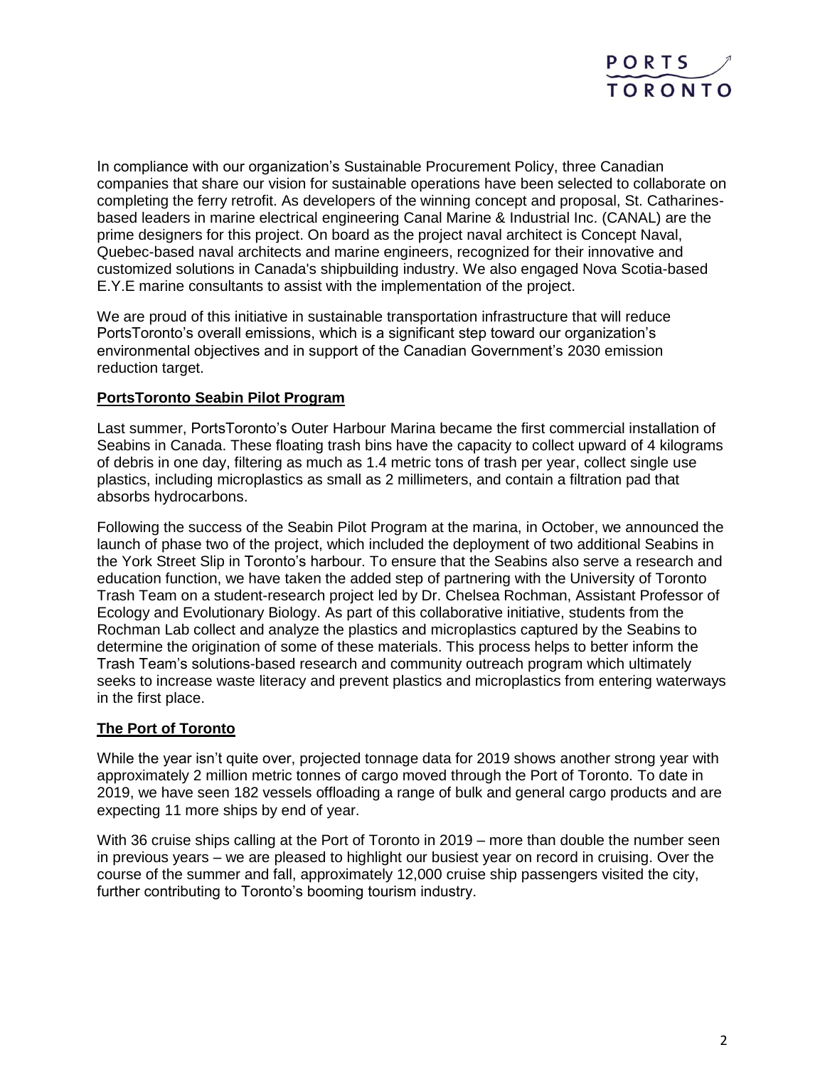In compliance with our organization's Sustainable Procurement Policy, three Canadian companies that share our vision for sustainable operations have been selected to collaborate on completing the ferry retrofit. As developers of the winning concept and proposal, St. Catharines-based leaders in marine electrical engineering Canal Marine & Industrial Inc. (CANAL) are the prime designers for this project. On board as the project naval architect is Concept Naval, Quebec-based naval architects and marine engineers, recognized for their innovative and customized solutions in Canada's shipbuilding industry. We also engaged Nova Scotia-based E.Y.E marine consultants to assist with the implementation of the project.

We are proud of this initiative in sustainable transportation infrastructure that will reduce PortsToronto's overall emissions, which is a significant step toward our organization's environmental objectives and in support of the Canadian Government's 2030 emission reduction target.

## PortsToronto Seabin Pilot Program

Last summer, PortsToronto's Outer Harbour Marina became the first commercial installation of Seabins in Canada. These floating trash bins have the capacity to collect upward of 4 kilograms of debris in one day, filtering as much as 1.4 metric tons of trash per year, collect single use plastics, including microplastics as small as 2 millimeters, and contain a filtration pad that absorbs hydrocarbons.

Following the success of the Seabin Pilot Program at the marina, in October, we announced the launch of phase two of the project, which included the deployment of two additional Seabins in the York Street Slip in Toronto's harbour. To ensure that the Seabins also serve a research and education function, we have taken the added step of partnering with the University of Toronto Trash Team on a student-research project led by Dr. Chelsea Rochman, Assistant Professor of Ecology and Evolutionary Biology. As part of this collaborative initiative, students from the Rochman Lab collect and analyze the plastics and microplastics captured by the Seabins to determine the origination of some of these materials. This process helps to better inform the Trash Team's solutions-based research and community outreach program which ultimately seeks to increase waste literacy and prevent plastics and microplastics from entering waterways in the first place.

## The Port of Toronto

While the year isn't quite over, projected tonnage data for 2019 shows another strong year with approximately 2 million metric tonnes of cargo moved through the Port of Toronto. To date in 2019, we have seen 182 vessels offloading a range of bulk and general cargo products and are expecting 11 more ships by end of year.

With 36 cruise ships calling at the Port of Toronto in 2019 – more than double the number seen in previous years – we are pleased to highlight our busiest year on record in cruising. Over the course of the summer and fall, approximately 12,000 cruise ship passengers visited the city, further contributing to Toronto's booming tourism industry.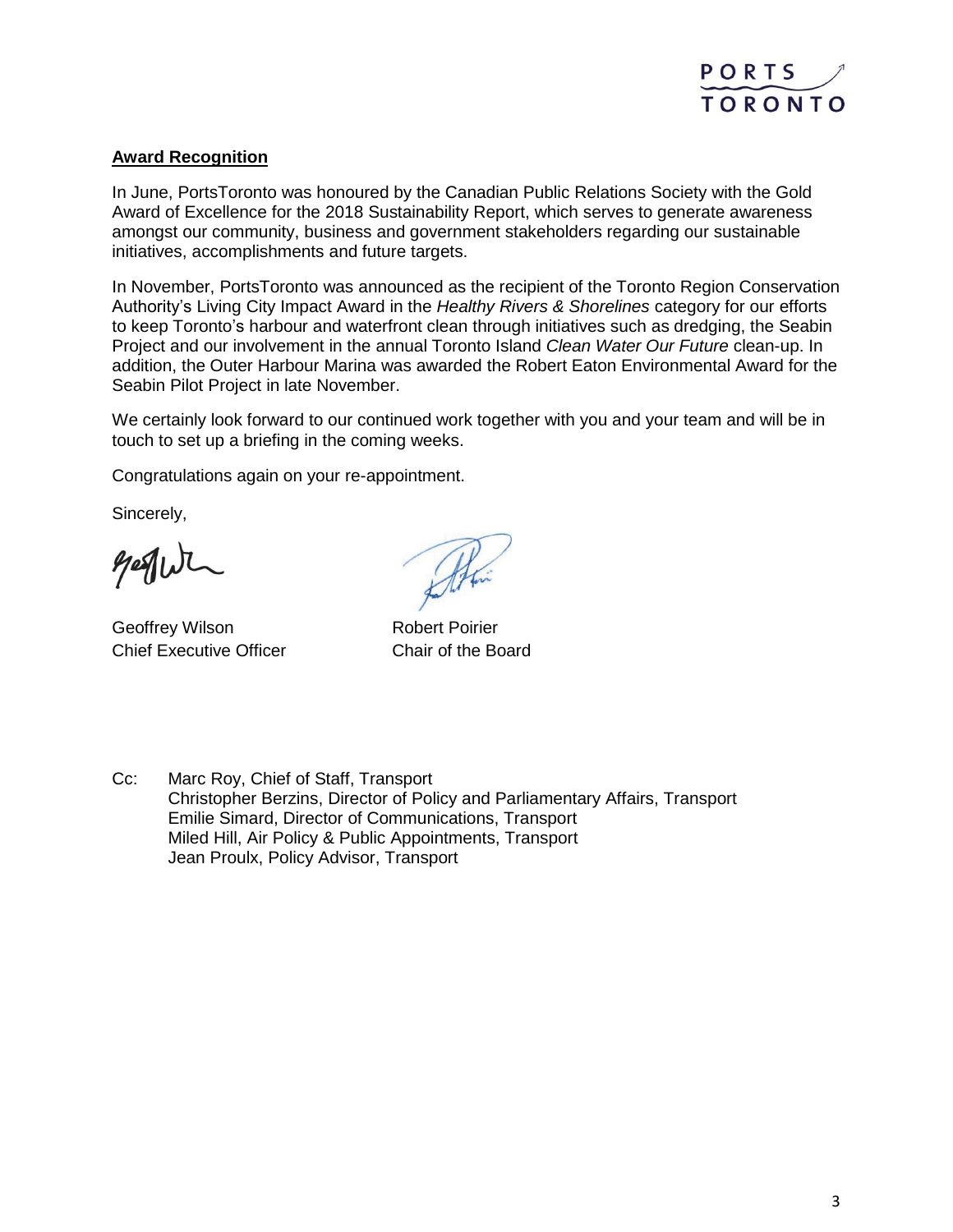**Award Recognition**

In June, PortsToronto was honoured by the Canadian Public Relations Society with the Gold Award of Excellence for the 2018 Sustainability Report, which serves to generate awareness amongst our community, business and government stakeholders regarding our sustainable initiatives, accomplishments and future targets.

In November, PortsToronto was announced as the recipient of the Toronto Region Conservation Authority's Living City Impact Award in the *Healthy Rivers & Shorelines* category for our efforts to keep Toronto's harbour and waterfront clean through initiatives such as dredging, the Seabin Project and our involvement in the annual Toronto Island *Clean Water Our Future* clean-up. In addition, the Outer Harbour Marina was awarded the Robert Eaton Environmental Award for the Seabin Pilot Project in late November.

We certainly look forward to our continued work together with you and your team and will be in touch to set up a briefing in the coming weeks.

Congratulations again on your re-appointment.

Sincerely,

Geoffrey Wilson
Chief Executive Officer

Robert Poirier
Chair of the Board

Cc: Marc Roy, Chief of Staff, Transport
Christopher Berzins, Director of Policy and Parliamentary Affairs, Transport
Emilie Simard, Director of Communications, Transport
Miled Hill, Air Policy & Public Appointments, Transport
Jean Proulx, Policy Advisor, Transport